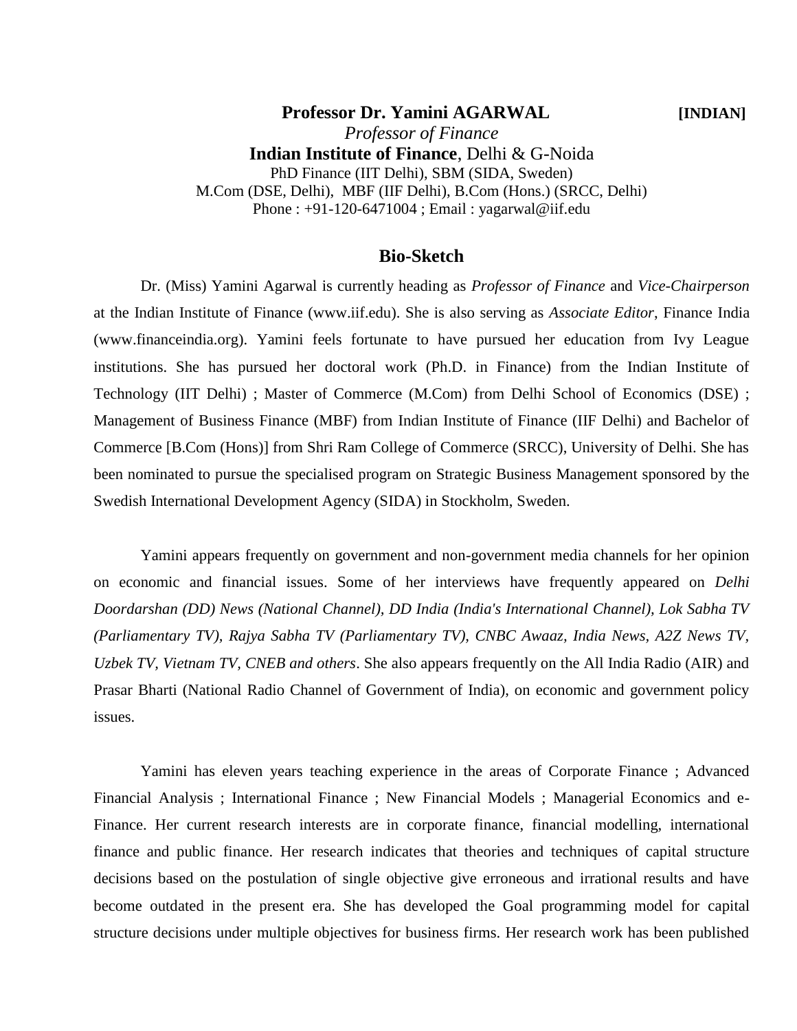**Professor Dr. Yamini AGARWAL** **[INDIAN]**

*Professor of Finance*

**Indian Institute of Finance**, Delhi & G-Noida

PhD Finance (IIT Delhi), SBM (SIDA, Sweden)

M.Com (DSE, Delhi), MBF (IIF Delhi), B.Com (Hons.) (SRCC, Delhi)

Phone : +91-120-6471004 ; Email : yagarwal@iif.edu

## Bio-Sketch

Dr. (Miss) Yamini Agarwal is currently heading as *Professor of Finance* and *Vice-Chairperson* at the Indian Institute of Finance (www.iif.edu). She is also serving as *Associate Editor*, Finance India (www.financeindia.org). Yamini feels fortunate to have pursued her education from Ivy League institutions. She has pursued her doctoral work (Ph.D. in Finance) from the Indian Institute of Technology (IIT Delhi) ; Master of Commerce (M.Com) from Delhi School of Economics (DSE) ; Management of Business Finance (MBF) from Indian Institute of Finance (IIF Delhi) and Bachelor of Commerce [B.Com (Hons)] from Shri Ram College of Commerce (SRCC), University of Delhi. She has been nominated to pursue the specialised program on Strategic Business Management sponsored by the Swedish International Development Agency (SIDA) in Stockholm, Sweden.

Yamini appears frequently on government and non-government media channels for her opinion on economic and financial issues. Some of her interviews have frequently appeared on *Delhi Doordarshan (DD) News (National Channel), DD India (India's International Channel), Lok Sabha TV (Parliamentary TV), Rajya Sabha TV (Parliamentary TV), CNBC Awaaz, India News, A2Z News TV, Uzbek TV, Vietnam TV, CNEB and others*. She also appears frequently on the All India Radio (AIR) and Prasar Bharti (National Radio Channel of Government of India), on economic and government policy issues.

Yamini has eleven years teaching experience in the areas of Corporate Finance ; Advanced Financial Analysis ; International Finance ; New Financial Models ; Managerial Economics and e-Finance. Her current research interests are in corporate finance, financial modelling, international finance and public finance. Her research indicates that theories and techniques of capital structure decisions based on the postulation of single objective give erroneous and irrational results and have become outdated in the present era. She has developed the Goal programming model for capital structure decisions under multiple objectives for business firms. Her research work has been published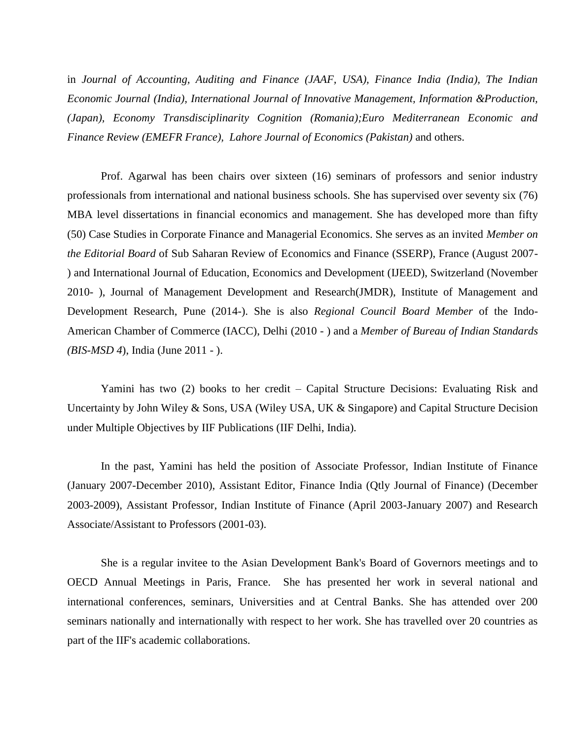in *Journal of Accounting, Auditing and Finance (JAAF, USA), Finance India (India), The Indian Economic Journal (India), International Journal of Innovative Management, Information &Production, (Japan), Economy Transdisciplinarity Cognition (Romania);Euro Mediterranean Economic and Finance Review (EMEFR France), Lahore Journal of Economics (Pakistan)* and others.

Prof. Agarwal has been chairs over sixteen (16) seminars of professors and senior industry professionals from international and national business schools. She has supervised over seventy six (76) MBA level dissertations in financial economics and management. She has developed more than fifty (50) Case Studies in Corporate Finance and Managerial Economics. She serves as an invited *Member on the Editorial Board* of Sub Saharan Review of Economics and Finance (SSERP), France (August 2007- ) and International Journal of Education, Economics and Development (IJEED), Switzerland (November 2010- ), Journal of Management Development and Research(JMDR), Institute of Management and Development Research, Pune (2014-). She is also *Regional Council Board Member* of the Indo-American Chamber of Commerce (IACC), Delhi (2010 - ) and a *Member of Bureau of Indian Standards (BIS-MSD 4*), India (June 2011 - ).

Yamini has two (2) books to her credit – Capital Structure Decisions: Evaluating Risk and Uncertainty by John Wiley & Sons, USA (Wiley USA, UK & Singapore) and Capital Structure Decision under Multiple Objectives by IIF Publications (IIF Delhi, India).

In the past, Yamini has held the position of Associate Professor, Indian Institute of Finance (January 2007-December 2010), Assistant Editor, Finance India (Qtly Journal of Finance) (December 2003-2009), Assistant Professor, Indian Institute of Finance (April 2003-January 2007) and Research Associate/Assistant to Professors (2001-03).

She is a regular invitee to the Asian Development Bank's Board of Governors meetings and to OECD Annual Meetings in Paris, France. She has presented her work in several national and international conferences, seminars, Universities and at Central Banks. She has attended over 200 seminars nationally and internationally with respect to her work. She has travelled over 20 countries as part of the IIF's academic collaborations.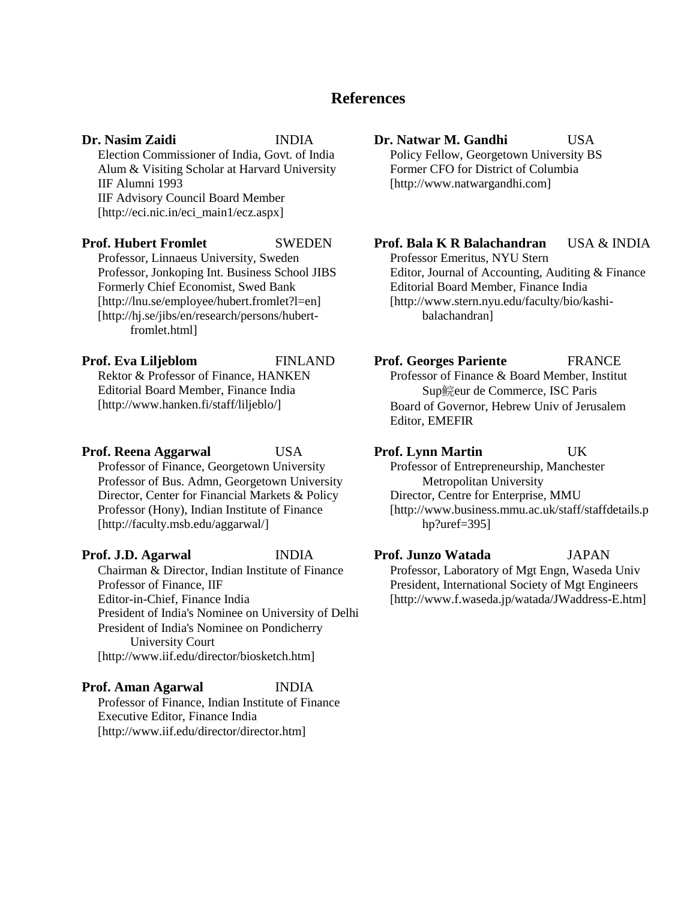# References

**Dr. Nasim Zaidi** INDIA
Election Commissioner of India, Govt. of India
Alum & Visiting Scholar at Harvard University
IIF Alumni 1993
IIF Advisory Council Board Member
[http://eci.nic.in/eci_main1/ecz.aspx]

**Prof. Hubert Fromlet** SWEDEN
Professor, Linnaeus University, Sweden
Professor, Jonkoping Int. Business School JIBS
Formerly Chief Economist, Swed Bank
[http://lnu.se/employee/hubert.fromlet?l=en]
[http://hj.se/jibs/en/research/persons/hubert-fromlet.html]

**Prof. Eva Liljeblom** FINLAND
Rektor & Professor of Finance, HANKEN
Editorial Board Member, Finance India
[http://www.hanken.fi/staff/liljeblo/]

**Prof. Reena Aggarwal** USA
Professor of Finance, Georgetown University
Professor of Bus. Admn, Georgetown University
Director, Center for Financial Markets & Policy
Professor (Hony), Indian Institute of Finance
[http://faculty.msb.edu/aggarwal/]

**Prof. J.D. Agarwal** INDIA
Chairman & Director, Indian Institute of Finance
Professor of Finance, IIF
Editor-in-Chief, Finance India
President of India's Nominee on University of Delhi
President of India's Nominee on Pondicherry University Court
[http://www.iif.edu/director/biosketch.htm]

**Prof. Aman Agarwal** INDIA
Professor of Finance, Indian Institute of Finance
Executive Editor, Finance India
[http://www.iif.edu/director/director.htm]

**Dr. Natwar M. Gandhi** USA
Policy Fellow, Georgetown University BS
Former CFO for District of Columbia
[http://www.natwargandhi.com]

**Prof. Bala K R Balachandran** USA & INDIA
Professor Emeritus, NYU Stern
Editor, Journal of Accounting, Auditing & Finance
Editorial Board Member, Finance India
[http://www.stern.nyu.edu/faculty/bio/kashi-balachandran]

**Prof. Georges Pariente** FRANCE
Professor of Finance & Board Member, Institut Sup鲩eur de Commerce, ISC Paris
Board of Governor, Hebrew Univ of Jerusalem
Editor, EMEFIR

**Prof. Lynn Martin** UK
Professor of Entrepreneurship, Manchester Metropolitan University
Director, Centre for Enterprise, MMU
[http://www.business.mmu.ac.uk/staff/staffdetails.php?uref=395]

**Prof. Junzo Watada** JAPAN
Professor, Laboratory of Mgt Engn, Waseda Univ
President, International Society of Mgt Engineers
[http://www.f.waseda.jp/watada/JWaddress-E.htm]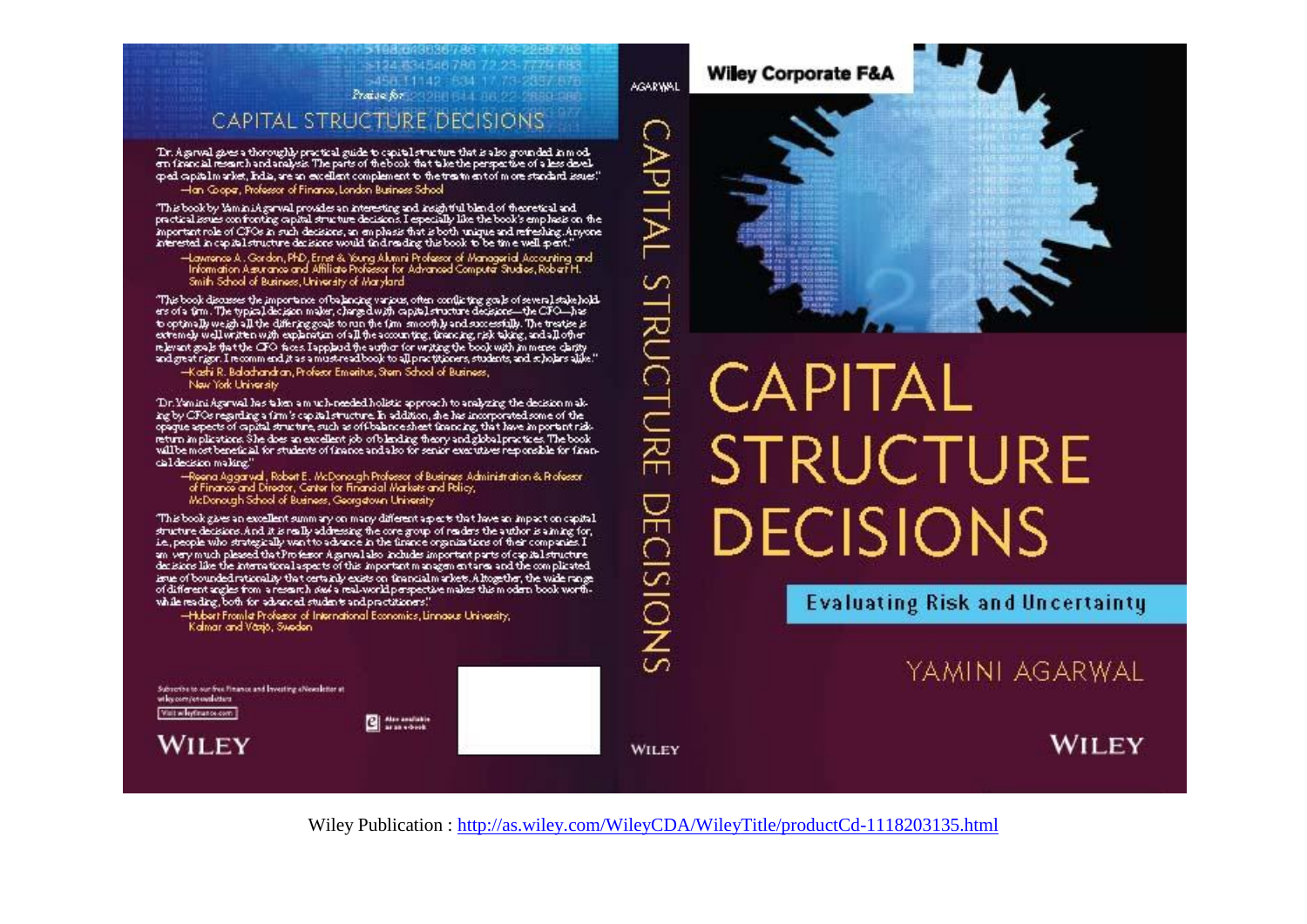## Praise for CAPITAL STRUCTURE DECISIONS

"Dr. Agarwal gives a thoroughly practical guide to capital structure that is also grounded in modern financial research and analysis. The parts of the book that take the perspective of a less developed capital market, India, are an excellent complement to the treatment of more standard issues."
—Ian Cooper, Professor of Finance, London Business School

"This book by Yamini Agarwal provides an interesting and insightful blend of theoretical and practical issues confronting capital structure decisions. I especially like the book's emphasis on the important role of CFOs in such decisions, an emphasis that is both unique and refreshing. Anyone interested in capital structure decisions would find reading this book to be time well spent."
—Lawrence A. Gordon, PhD, Ernst & Young Alumni Professor of Managerial Accounting and Information Assurance and Affiliate Professor for Advanced Computer Studies, Robert H. Smith School of Business, University of Maryland

"This book discusses the importance of balancing various, often conflicting goals of several stakeholders of a firm. The typical decision maker, charged with capital structure decisions—the CFO—has to optimally weigh all the differing goals to run the firm smoothly and successfully. The treatise is extremely well written with explanation of all the accounting, financing, risk taking, and all other relevant goals that the CFO faces. I applaud the author for writing the book with immense clarity and great rigor. I recommend it as a must-read book to all practitioners, students, and scholars alike."
—Kashi R. Balachandran, Professor Emeritus, Stern School of Business, New York University

"Dr. Yamini Agarwal has taken a much-needed holistic approach to analyzing the decision making by CFOs regarding a firm's capital structure. In addition, she has incorporated some of the opaque aspects of capital structure, such as off-balance-sheet financing, that have important risk-return implications. She does an excellent job of blending theory and global practices. The book will be most beneficial for students of finance and also for senior executives responsible for financial decision making."
—Reena Aggarwal, Robert E. McDonough Professor of Business Administration & Professor of Finance and Director, Center for Financial Markets and Policy, McDonough School of Business, Georgetown University

"This book gives an excellent summary on many different aspects that have an impact on capital structure decisions. And it is really addressing the core group of readers the author is aiming for, i.e., people who strategically want to advance in the finance organizations of their companies. I am very much pleased that Professor Agarwal also includes important parts of capital structure decisions like the international aspects of this important management area and the complicated issue of bounded rationality that certainly exists on financial markets. Altogether, the wide range of different angles from a research and a real-world perspective makes this modern book worthwhile reading, both for advanced students and practitioners."
—Hubert Fromlet, Professor of International Economics, Linnaeus University, Kalmar and Växjö, Sweden

Subscribe to our free Finance and Investing eNewsletter at wiley.com/enewsletters

Visit wileyfinance.com

Also available as an e-book

WILEY

AGARWAL CAPITAL STRUCTURE DECISIONS WILEY

Wiley Corporate F&A

# CAPITAL STRUCTURE DECISIONS

## Evaluating Risk and Uncertainty

YAMINI AGARWAL

WILEY

Wiley Publication : http://as.wiley.com/WileyCDA/WileyTitle/productCd-1118203135.html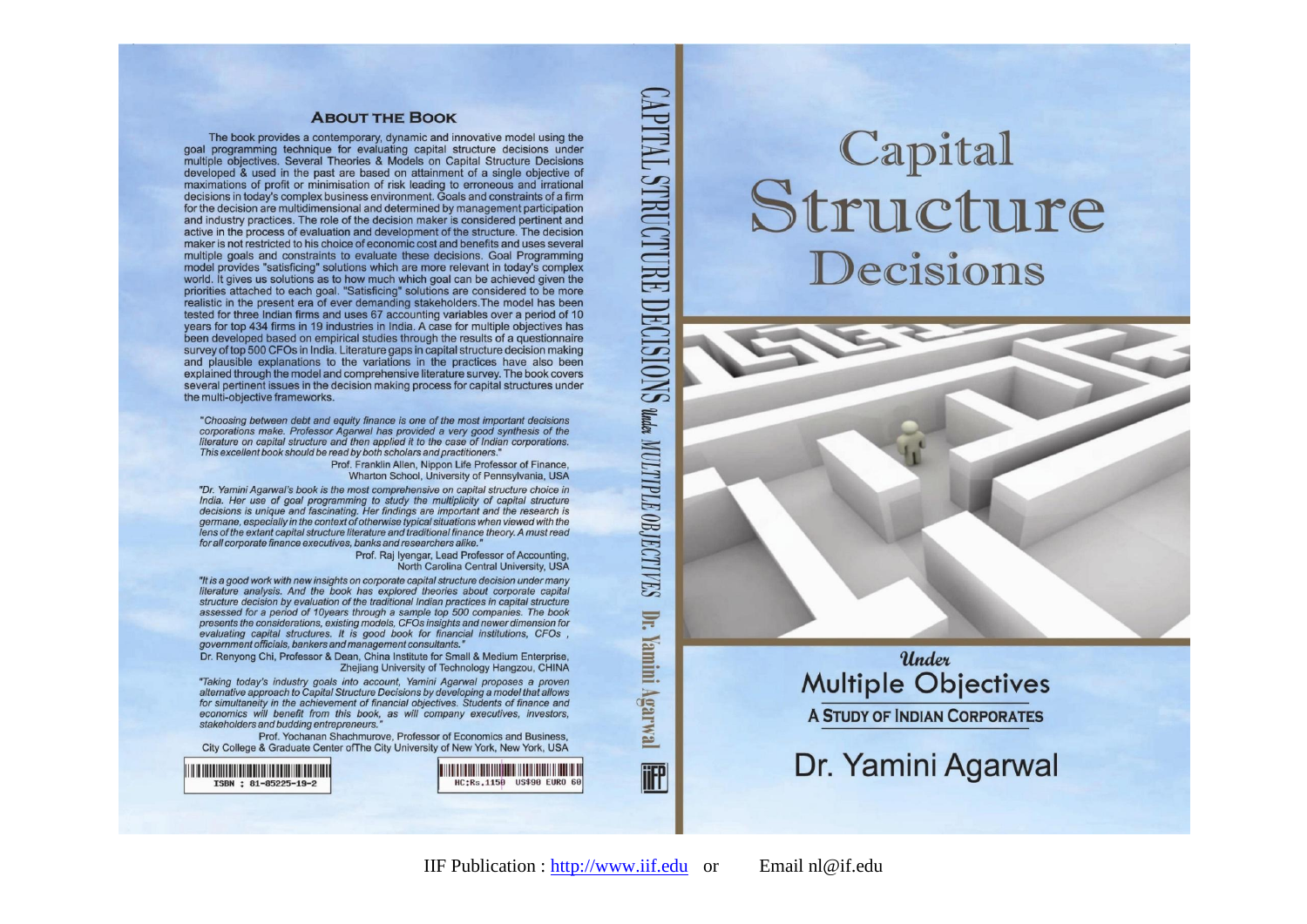## ABOUT THE BOOK

The book provides a contemporary, dynamic and innovative model using the goal programming technique for evaluating capital structure decisions under multiple objectives. Several Theories & Models on Capital Structure Decisions developed & used in the past are based on attainment of a single objective of maximations of profit or minimisation of risk leading to erroneous and irrational decisions in today's complex business environment. Goals and constraints of a firm for the decision are multidimensional and determined by management participation and industry practices. The role of the decision maker is considered pertinent and active in the process of evaluation and development of the structure. The decision maker is not restricted to his choice of economic cost and benefits and uses several multiple goals and constraints to evaluate these decisions. Goal Programming model provides "satisficing" solutions which are more relevant in today's complex world. It gives us solutions as to how much which goal can be achieved given the priorities attached to each goal. "Satisficing" solutions are considered to be more realistic in the present era of ever demanding stakeholders.The model has been tested for three Indian firms and uses 67 accounting variables over a period of 10 years for top 434 firms in 19 industries in India. A case for multiple objectives has been developed based on empirical studies through the results of a questionnaire survey of top 500 CFOs in India. Literature gaps in capital structure decision making and plausible explanations to the variations in the practices have also been explained through the model and comprehensive literature survey. The book covers several pertinent issues in the decision making process for capital structures under the multi-objective frameworks.

*"Choosing between debt and equity finance is one of the most important decisions corporations make. Professor Agarwal has provided a very good synthesis of the literature on capital structure and then applied it to the case of Indian corporations. This excellent book should be read by both scholars and practitioners."*

Prof. Franklin Allen, Nippon Life Professor of Finance,
Wharton School, University of Pennsylvania, USA

*"Dr. Yamini Agarwal's book is the most comprehensive on capital structure choice in India. Her use of goal programming to study the multiplicity of capital structure decisions is unique and fascinating. Her findings are important and the research is germane, especially in the context of otherwise typical situations when viewed with the lens of the extant capital structure literature and traditional finance theory. A must read for all corporate finance executives, banks and researchers alike."*

Prof. Raj Iyengar, Lead Professor of Accounting,
North Carolina Central University, USA

*"It is a good work with new insights on corporate capital structure decision under many literature analysis. And the book has explored theories about corporate capital structure decision by evaluation of the traditional Indian practices in capital structure assessed for a period of 10years through a sample top 500 companies. The book presents the considerations, existing models, CFOs insights and newer dimension for evaluating capital structures. It is good book for financial institutions, CFOs , government officials, bankers and management consultants."*

Dr. Renyong Chi, Professor & Dean, China Institute for Small & Medium Enterprise,
Zhejiang University of Technology Hangzou, CHINA

*"Taking today's industry goals into account, Yamini Agarwal proposes a proven alternative approach to Capital Structure Decisions by developing a model that allows for simultaneity in the achievement of financial objectives. Students of finance and economics will benefit from this book, as will company executives, investors, stakeholders and budding entrepreneurs."*

Prof. Yochanan Shachmurove, Professor of Economics and Business,
City College & Graduate Center ofThe City University of New York, New York, USA

ISBN : 81-85225-19-2

HC:Rs.1150 US$90 EURO 60

CAPITAL STRUCTURE DECISIONS *Under* MULTIPLE OBJECTIVES Dr. Yamini Agarwal

IIF

# Capital Structure Decisions

*Under*

## Multiple Objectives

**A STUDY OF INDIAN CORPORATES**

## Dr. Yamini Agarwal

IIF Publication : http://www.iif.edu or Email nl@if.edu